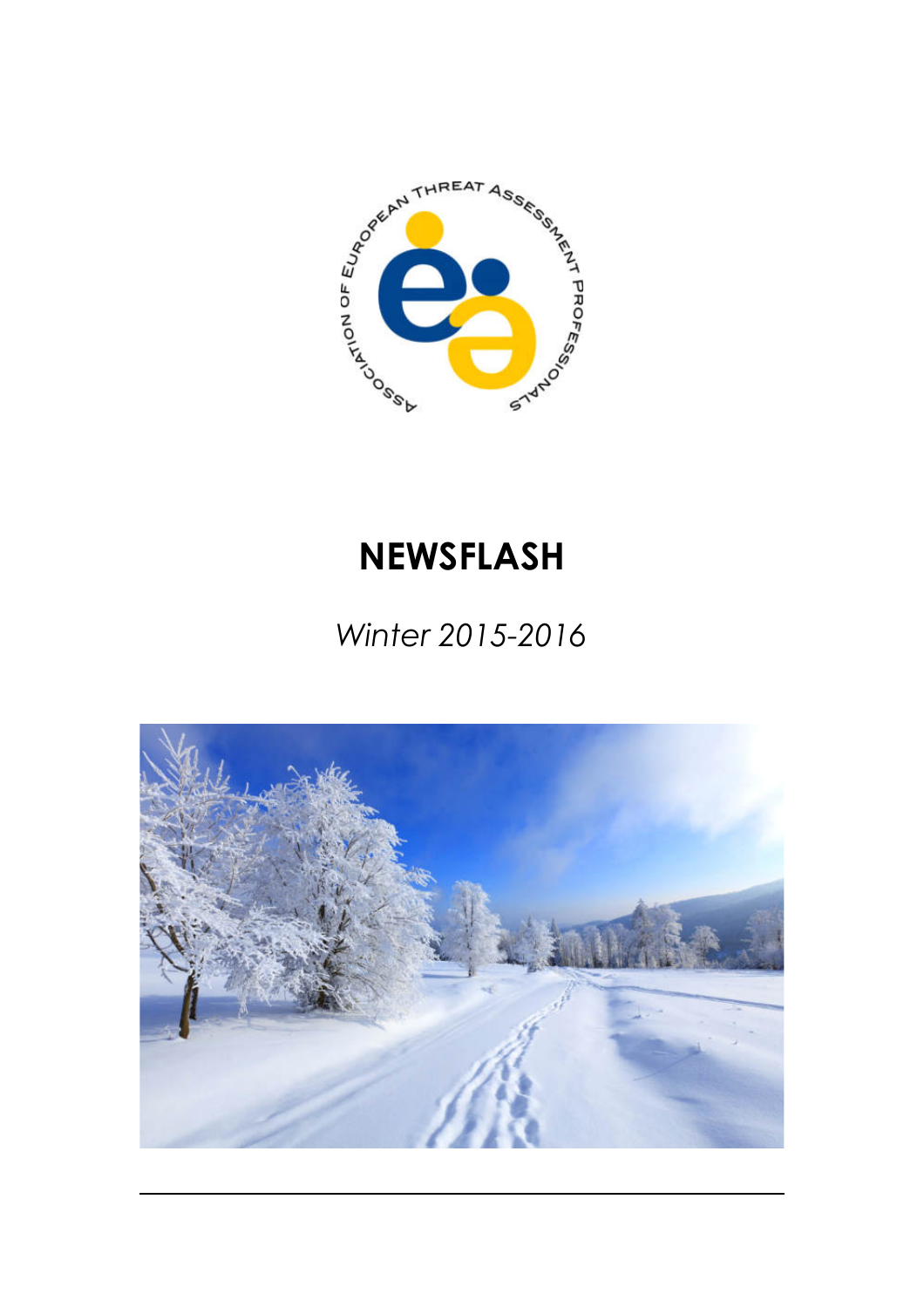ASSOCIATION OF EUROPEAN THREAT ASSESSMENT PROFESSIONALS

# NEWSFLASH

*Winter 2015-2016*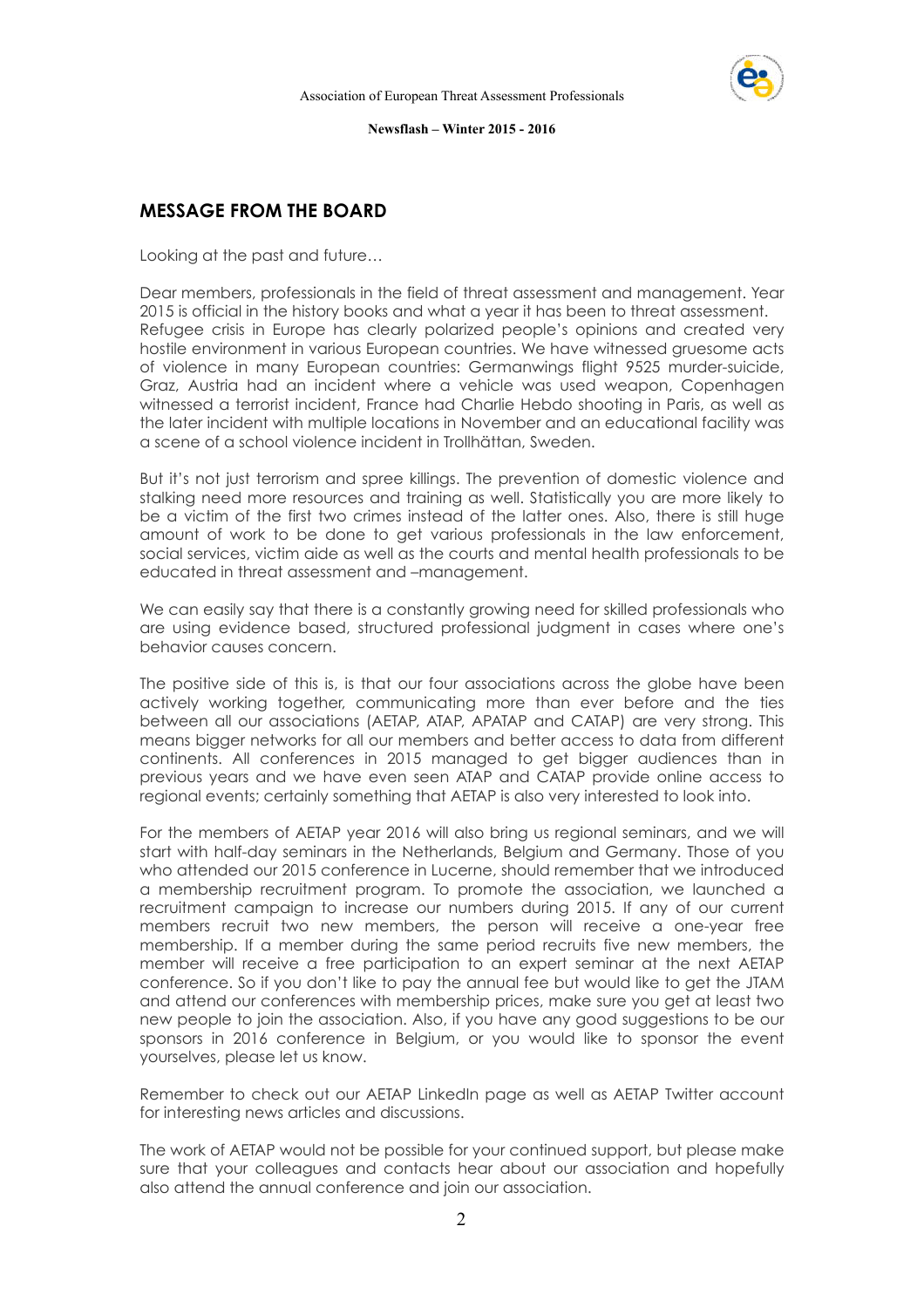## MESSAGE FROM THE BOARD

Looking at the past and future…

Dear members, professionals in the field of threat assessment and management. Year 2015 is official in the history books and what a year it has been to threat assessment. Refugee crisis in Europe has clearly polarized people's opinions and created very hostile environment in various European countries. We have witnessed gruesome acts of violence in many European countries: Germanwings flight 9525 murder-suicide, Graz, Austria had an incident where a vehicle was used weapon, Copenhagen witnessed a terrorist incident, France had Charlie Hebdo shooting in Paris, as well as the later incident with multiple locations in November and an educational facility was a scene of a school violence incident in Trollhättan, Sweden.

But it's not just terrorism and spree killings. The prevention of domestic violence and stalking need more resources and training as well. Statistically you are more likely to be a victim of the first two crimes instead of the latter ones. Also, there is still huge amount of work to be done to get various professionals in the law enforcement, social services, victim aide as well as the courts and mental health professionals to be educated in threat assessment and –management.

We can easily say that there is a constantly growing need for skilled professionals who are using evidence based, structured professional judgment in cases where one's behavior causes concern.

The positive side of this is, is that our four associations across the globe have been actively working together, communicating more than ever before and the ties between all our associations (AETAP, ATAP, APATAP and CATAP) are very strong. This means bigger networks for all our members and better access to data from different continents. All conferences in 2015 managed to get bigger audiences than in previous years and we have even seen ATAP and CATAP provide online access to regional events; certainly something that AETAP is also very interested to look into.

For the members of AETAP year 2016 will also bring us regional seminars, and we will start with half-day seminars in the Netherlands, Belgium and Germany. Those of you who attended our 2015 conference in Lucerne, should remember that we introduced a membership recruitment program. To promote the association, we launched a recruitment campaign to increase our numbers during 2015. If any of our current members recruit two new members, the person will receive a one-year free membership. If a member during the same period recruits five new members, the member will receive a free participation to an expert seminar at the next AETAP conference. So if you don't like to pay the annual fee but would like to get the JTAM and attend our conferences with membership prices, make sure you get at least two new people to join the association. Also, if you have any good suggestions to be our sponsors in 2016 conference in Belgium, or you would like to sponsor the event yourselves, please let us know.

Remember to check out our AETAP LinkedIn page as well as AETAP Twitter account for interesting news articles and discussions.

The work of AETAP would not be possible for your continued support, but please make sure that your colleagues and contacts hear about our association and hopefully also attend the annual conference and join our association.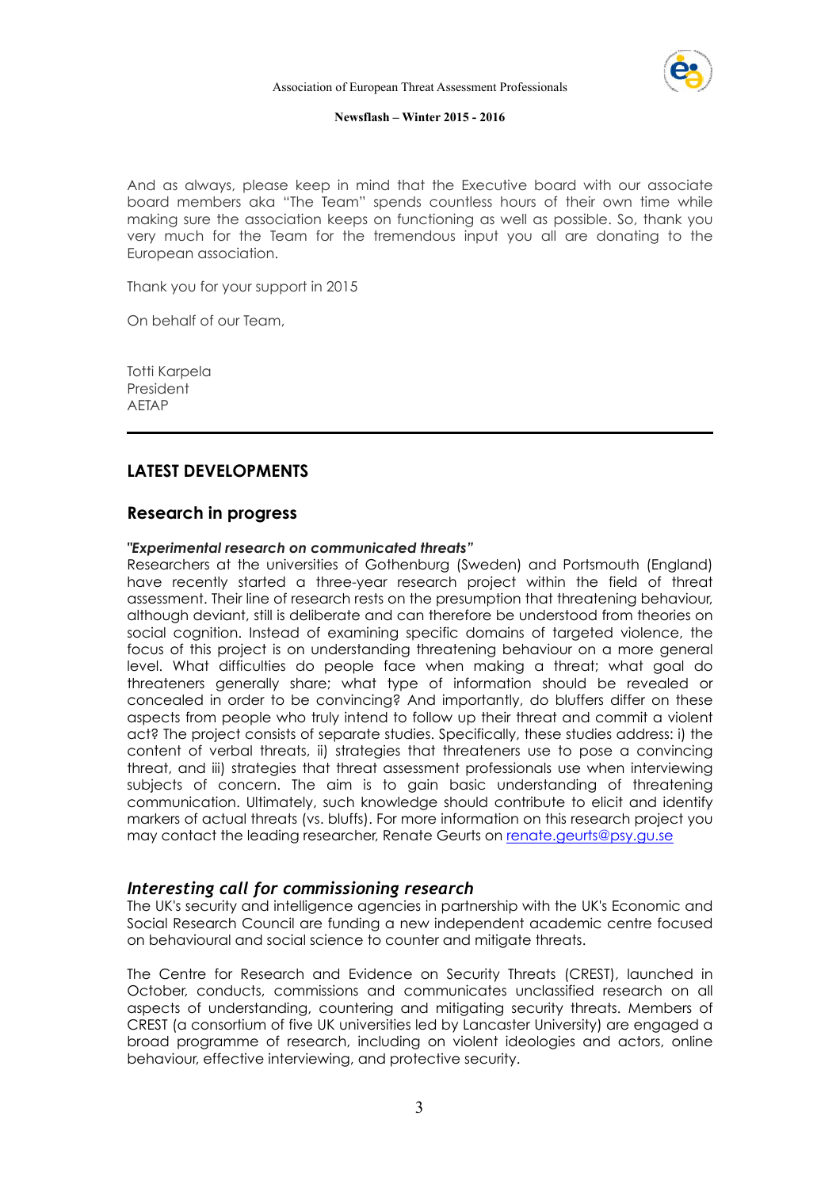And as always, please keep in mind that the Executive board with our associate board members aka "The Team" spends countless hours of their own time while making sure the association keeps on functioning as well as possible. So, thank you very much for the Team for the tremendous input you all are donating to the European association.

Thank you for your support in 2015

On behalf of our Team,

Totti Karpela
President
AETAP

---

## LATEST DEVELOPMENTS

### Research in progress

***"Experimental research on communicated threats"***
Researchers at the universities of Gothenburg (Sweden) and Portsmouth (England) have recently started a three-year research project within the field of threat assessment. Their line of research rests on the presumption that threatening behaviour, although deviant, still is deliberate and can therefore be understood from theories on social cognition. Instead of examining specific domains of targeted violence, the focus of this project is on understanding threatening behaviour on a more general level. What difficulties do people face when making a threat; what goal do threateners generally share; what type of information should be revealed or concealed in order to be convincing? And importantly, do bluffers differ on these aspects from people who truly intend to follow up their threat and commit a violent act? The project consists of separate studies. Specifically, these studies address: i) the content of verbal threats, ii) strategies that threateners use to pose a convincing threat, and iii) strategies that threat assessment professionals use when interviewing subjects of concern. The aim is to gain basic understanding of threatening communication. Ultimately, such knowledge should contribute to elicit and identify markers of actual threats (vs. bluffs). For more information on this research project you may contact the leading researcher, Renate Geurts on renate.geurts@psy.gu.se

### *Interesting call for commissioning research*

The UK's security and intelligence agencies in partnership with the UK's Economic and Social Research Council are funding a new independent academic centre focused on behavioural and social science to counter and mitigate threats.

The Centre for Research and Evidence on Security Threats (CREST), launched in October, conducts, commissions and communicates unclassified research on all aspects of understanding, countering and mitigating security threats. Members of CREST (a consortium of five UK universities led by Lancaster University) are engaged a broad programme of research, including on violent ideologies and actors, online behaviour, effective interviewing, and protective security.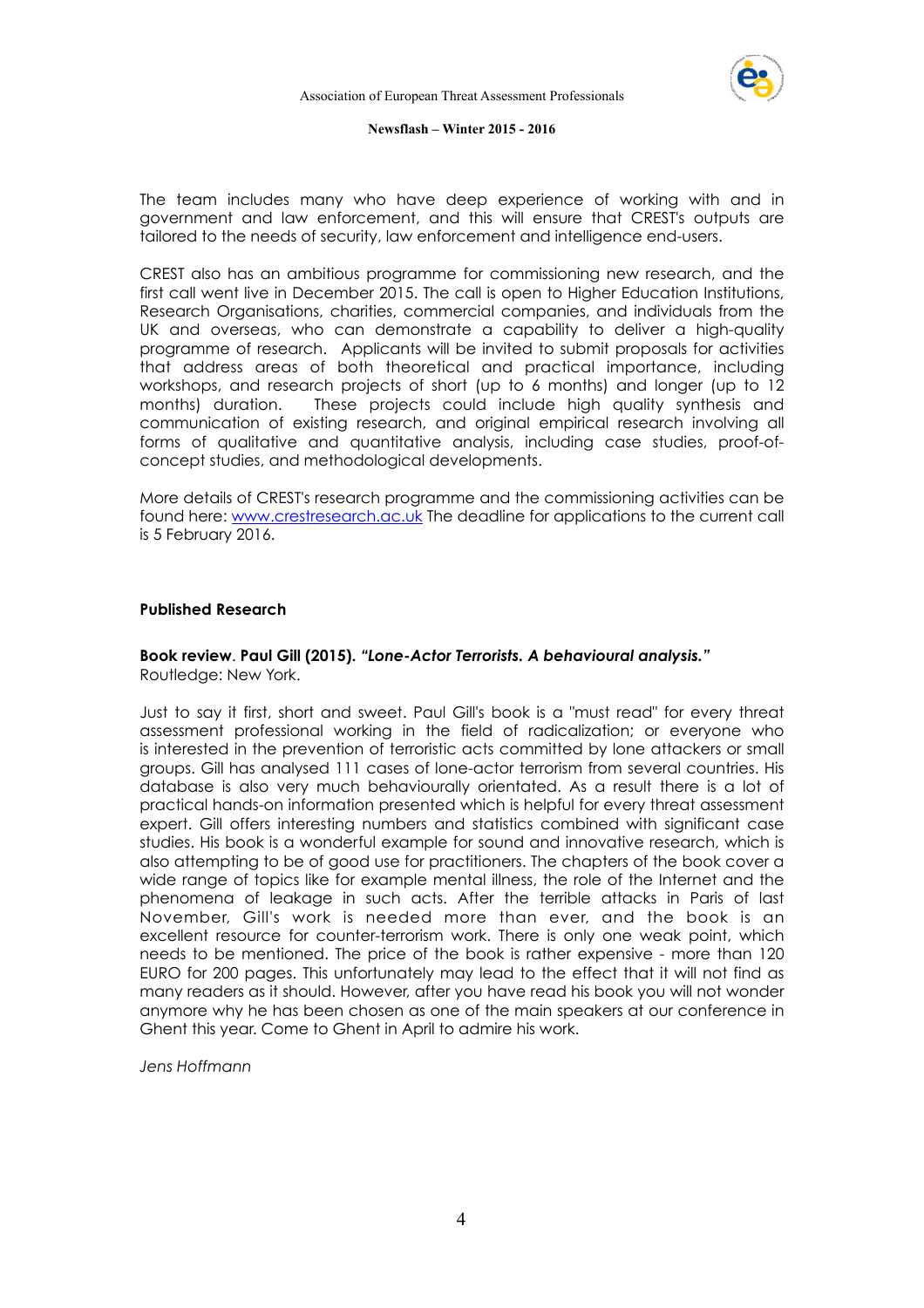The team includes many who have deep experience of working with and in government and law enforcement, and this will ensure that CREST's outputs are tailored to the needs of security, law enforcement and intelligence end-users.

CREST also has an ambitious programme for commissioning new research, and the first call went live in December 2015. The call is open to Higher Education Institutions, Research Organisations, charities, commercial companies, and individuals from the UK and overseas, who can demonstrate a capability to deliver a high-quality programme of research. Applicants will be invited to submit proposals for activities that address areas of both theoretical and practical importance, including workshops, and research projects of short (up to 6 months) and longer (up to 12 months) duration. These projects could include high quality synthesis and communication of existing research, and original empirical research involving all forms of qualitative and quantitative analysis, including case studies, proof-of-concept studies, and methodological developments.

More details of CREST's research programme and the commissioning activities can be found here: [www.crestresearch.ac.uk](http://www.crestresearch.ac.uk) The deadline for applications to the current call is 5 February 2016.

## Published Research

**Book review**. **Paul Gill (2015).** ***"Lone-Actor Terrorists. A behavioural analysis."***
Routledge: New York.

Just to say it first, short and sweet. Paul Gill's book is a "must read" for every threat assessment professional working in the field of radicalization; or everyone who is interested in the prevention of terroristic acts committed by lone attackers or small groups. Gill has analysed 111 cases of lone-actor terrorism from several countries. His database is also very much behaviourally orientated. As a result there is a lot of practical hands-on information presented which is helpful for every threat assessment expert. Gill offers interesting numbers and statistics combined with significant case studies. His book is a wonderful example for sound and innovative research, which is also attempting to be of good use for practitioners. The chapters of the book cover a wide range of topics like for example mental illness, the role of the Internet and the phenomena of leakage in such acts. After the terrible attacks in Paris of last November, Gill's work is needed more than ever, and the book is an excellent resource for counter-terrorism work. There is only one weak point, which needs to be mentioned. The price of the book is rather expensive - more than 120 EURO for 200 pages. This unfortunately may lead to the effect that it will not find as many readers as it should. However, after you have read his book you will not wonder anymore why he has been chosen as one of the main speakers at our conference in Ghent this year. Come to Ghent in April to admire his work.

*Jens Hoffmann*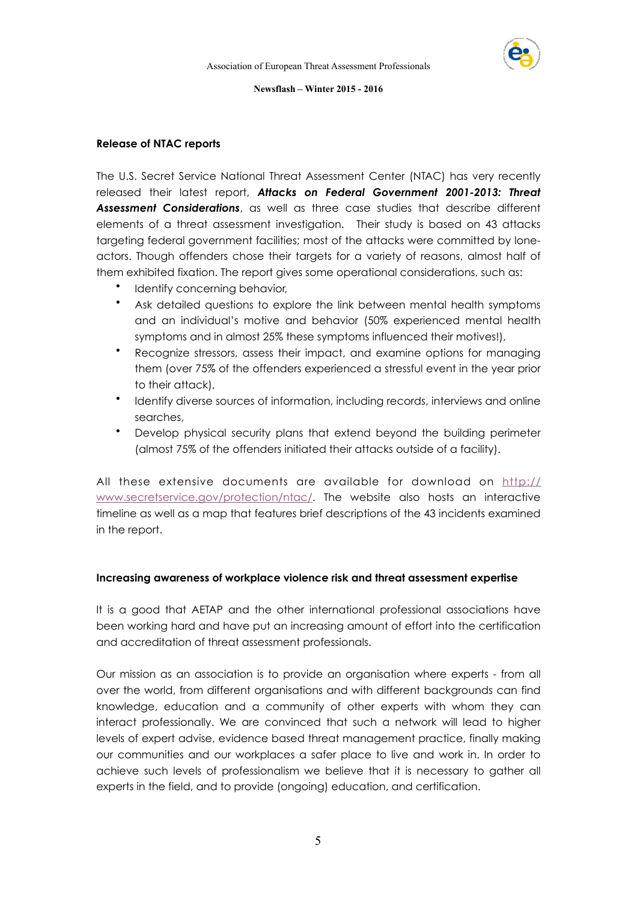**Release of NTAC reports**

The U.S. Secret Service National Threat Assessment Center (NTAC) has very recently released their latest report, ***Attacks on Federal Government 2001-2013: Threat Assessment Considerations***, as well as three case studies that describe different elements of a threat assessment investigation. Their study is based on 43 attacks targeting federal government facilities; most of the attacks were committed by lone-actors. Though offenders chose their targets for a variety of reasons, almost half of them exhibited fixation. The report gives some operational considerations, such as:

- Identify concerning behavior,
- Ask detailed questions to explore the link between mental health symptoms and an individual's motive and behavior (50% experienced mental health symptoms and in almost 25% these symptoms influenced their motives!),
- Recognize stressors, assess their impact, and examine options for managing them (over 75% of the offenders experienced a stressful event in the year prior to their attack),
- Identify diverse sources of information, including records, interviews and online searches,
- Develop physical security plans that extend beyond the building perimeter (almost 75% of the offenders initiated their attacks outside of a facility).

All these extensive documents are available for download on http://www.secretservice.gov/protection/ntac/. The website also hosts an interactive timeline as well as a map that features brief descriptions of the 43 incidents examined in the report.

**Increasing awareness of workplace violence risk and threat assessment expertise**

It is a good that AETAP and the other international professional associations have been working hard and have put an increasing amount of effort into the certification and accreditation of threat assessment professionals.

Our mission as an association is to provide an organisation where experts - from all over the world, from different organisations and with different backgrounds can find knowledge, education and a community of other experts with whom they can interact professionally. We are convinced that such a network will lead to higher levels of expert advise, evidence based threat management practice, finally making our communities and our workplaces a safer place to live and work in. In order to achieve such levels of professionalism we believe that it is necessary to gather all experts in the field, and to provide (ongoing) education, and certification.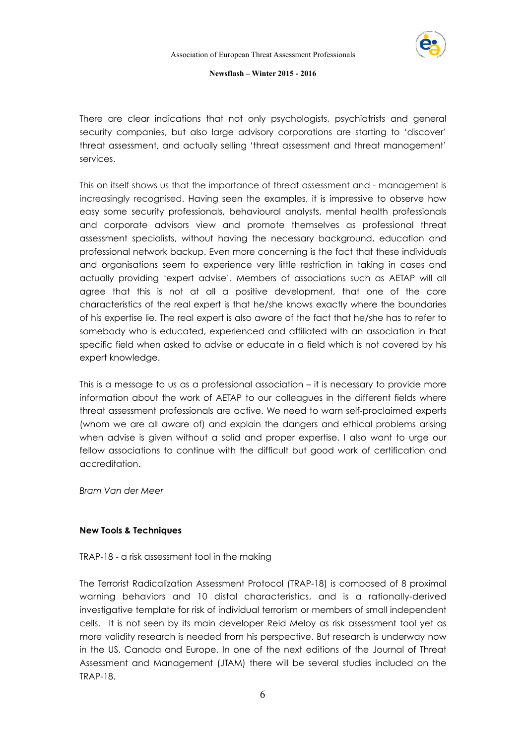There are clear indications that not only psychologists, psychiatrists and general security companies, but also large advisory corporations are starting to 'discover' threat assessment, and actually selling 'threat assessment and threat management' services.

This on itself shows us that the importance of threat assessment and - management is increasingly recognised. Having seen the examples, it is impressive to observe how easy some security professionals, behavioural analysts, mental health professionals and corporate advisors view and promote themselves as professional threat assessment specialists, without having the necessary background, education and professional network backup. Even more concerning is the fact that these individuals and organisations seem to experience very little restriction in taking in cases and actually providing 'expert advise'. Members of associations such as AETAP will all agree that this is not at all a positive development, that one of the core characteristics of the real expert is that he/she knows exactly where the boundaries of his expertise lie. The real expert is also aware of the fact that he/she has to refer to somebody who is educated, experienced and affiliated with an association in that specific field when asked to advise or educate in a field which is not covered by his expert knowledge.

This is a message to us as a professional association – it is necessary to provide more information about the work of AETAP to our colleagues in the different fields where threat assessment professionals are active. We need to warn self-proclaimed experts (whom we are all aware of) and explain the dangers and ethical problems arising when advise is given without a solid and proper expertise. I also want to urge our fellow associations to continue with the difficult but good work of certification and accreditation.

*Bram Van der Meer*

**New Tools & Techniques**

TRAP-18 - a risk assessment tool in the making

The Terrorist Radicalization Assessment Protocol (TRAP-18) is composed of 8 proximal warning behaviors and 10 distal characteristics, and is a rationally-derived investigative template for risk of individual terrorism or members of small independent cells. It is not seen by its main developer Reid Meloy as risk assessment tool yet as more validity research is needed from his perspective. But research is underway now in the US, Canada and Europe. In one of the next editions of the Journal of Threat Assessment and Management (JTAM) there will be several studies included on the TRAP-18.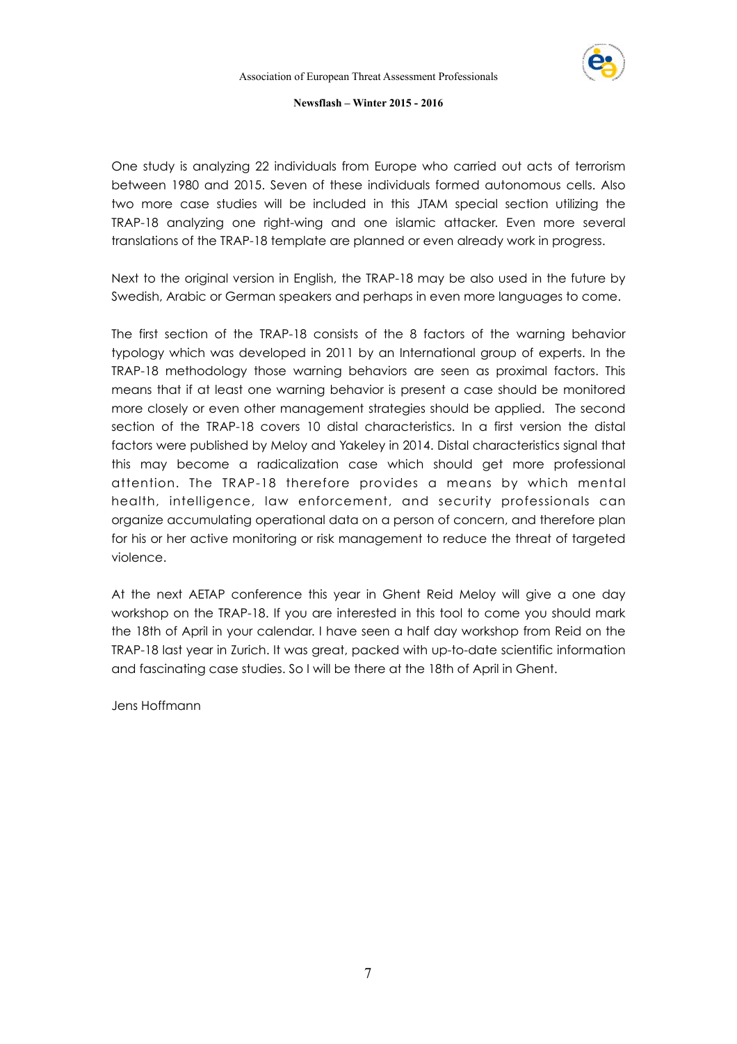One study is analyzing 22 individuals from Europe who carried out acts of terrorism between 1980 and 2015. Seven of these individuals formed autonomous cells. Also two more case studies will be included in this JTAM special section utilizing the TRAP-18 analyzing one right-wing and one islamic attacker. Even more several translations of the TRAP-18 template are planned or even already work in progress.

Next to the original version in English, the TRAP-18 may be also used in the future by Swedish, Arabic or German speakers and perhaps in even more languages to come.

The first section of the TRAP-18 consists of the 8 factors of the warning behavior typology which was developed in 2011 by an International group of experts. In the TRAP-18 methodology those warning behaviors are seen as proximal factors. This means that if at least one warning behavior is present a case should be monitored more closely or even other management strategies should be applied. The second section of the TRAP-18 covers 10 distal characteristics. In a first version the distal factors were published by Meloy and Yakeley in 2014. Distal characteristics signal that this may become a radicalization case which should get more professional attention. The TRAP-18 therefore provides a means by which mental health, intelligence, law enforcement, and security professionals can organize accumulating operational data on a person of concern, and therefore plan for his or her active monitoring or risk management to reduce the threat of targeted violence.

At the next AETAP conference this year in Ghent Reid Meloy will give a one day workshop on the TRAP-18. If you are interested in this tool to come you should mark the 18th of April in your calendar. I have seen a half day workshop from Reid on the TRAP-18 last year in Zurich. It was great, packed with up-to-date scientific information and fascinating case studies. So I will be there at the 18th of April in Ghent.

Jens Hoffmann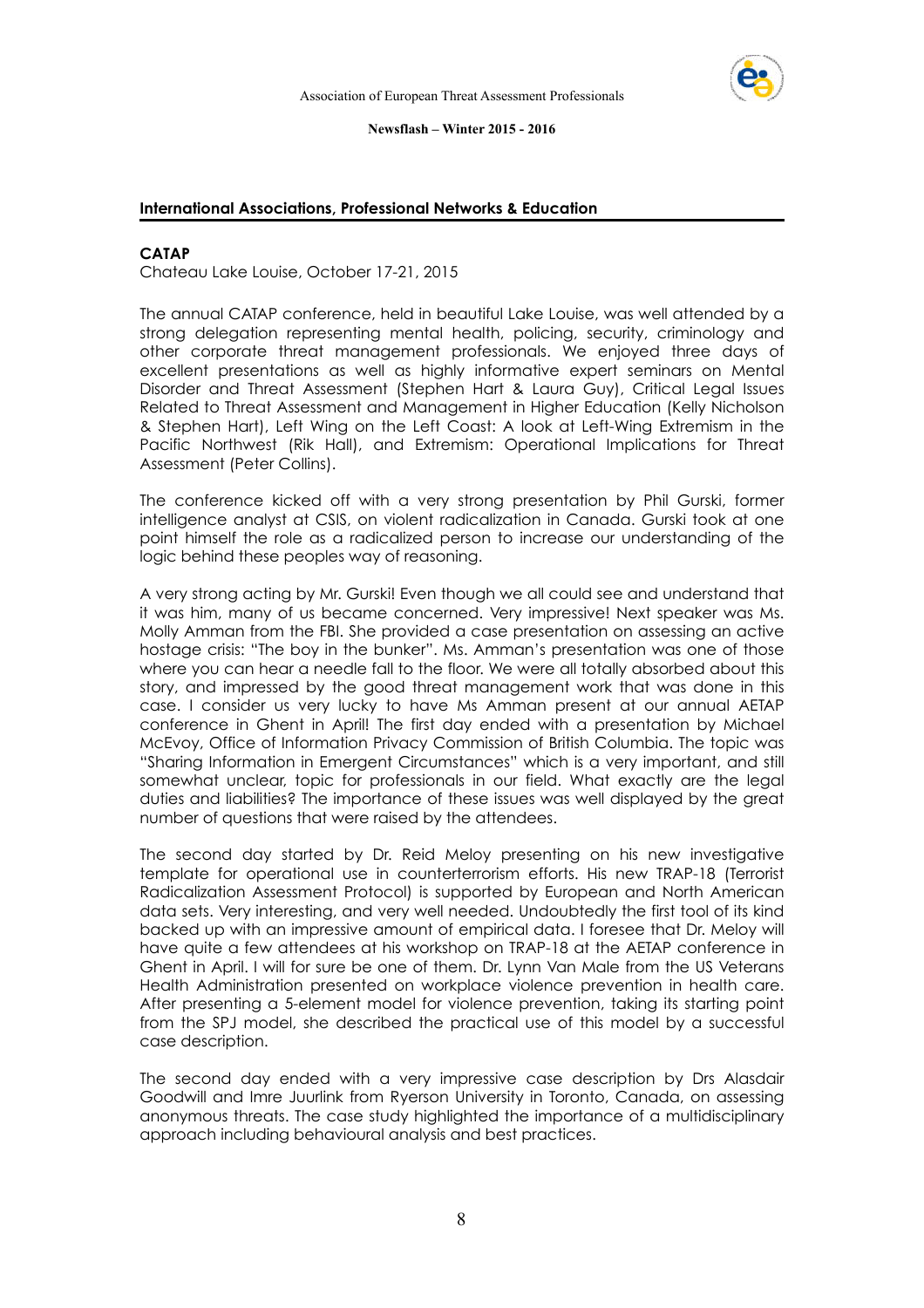## International Associations, Professional Networks & Education

### CATAP

Chateau Lake Louise, October 17-21, 2015

The annual CATAP conference, held in beautiful Lake Louise, was well attended by a strong delegation representing mental health, policing, security, criminology and other corporate threat management professionals. We enjoyed three days of excellent presentations as well as highly informative expert seminars on Mental Disorder and Threat Assessment (Stephen Hart & Laura Guy), Critical Legal Issues Related to Threat Assessment and Management in Higher Education (Kelly Nicholson & Stephen Hart), Left Wing on the Left Coast: A look at Left-Wing Extremism in the Pacific Northwest (Rik Hall), and Extremism: Operational Implications for Threat Assessment (Peter Collins).

The conference kicked off with a very strong presentation by Phil Gurski, former intelligence analyst at CSIS, on violent radicalization in Canada. Gurski took at one point himself the role as a radicalized person to increase our understanding of the logic behind these peoples way of reasoning.

A very strong acting by Mr. Gurski! Even though we all could see and understand that it was him, many of us became concerned. Very impressive! Next speaker was Ms. Molly Amman from the FBI. She provided a case presentation on assessing an active hostage crisis: "The boy in the bunker". Ms. Amman's presentation was one of those where you can hear a needle fall to the floor. We were all totally absorbed about this story, and impressed by the good threat management work that was done in this case. I consider us very lucky to have Ms Amman present at our annual AETAP conference in Ghent in April! The first day ended with a presentation by Michael McEvoy, Office of Information Privacy Commission of British Columbia. The topic was "Sharing Information in Emergent Circumstances" which is a very important, and still somewhat unclear, topic for professionals in our field. What exactly are the legal duties and liabilities? The importance of these issues was well displayed by the great number of questions that were raised by the attendees.

The second day started by Dr. Reid Meloy presenting on his new investigative template for operational use in counterterrorism efforts. His new TRAP-18 (Terrorist Radicalization Assessment Protocol) is supported by European and North American data sets. Very interesting, and very well needed. Undoubtedly the first tool of its kind backed up with an impressive amount of empirical data. I foresee that Dr. Meloy will have quite a few attendees at his workshop on TRAP-18 at the AETAP conference in Ghent in April. I will for sure be one of them. Dr. Lynn Van Male from the US Veterans Health Administration presented on workplace violence prevention in health care. After presenting a 5-element model for violence prevention, taking its starting point from the SPJ model, she described the practical use of this model by a successful case description.

The second day ended with a very impressive case description by Drs Alasdair Goodwill and Imre Juurlink from Ryerson University in Toronto, Canada, on assessing anonymous threats. The case study highlighted the importance of a multidisciplinary approach including behavioural analysis and best practices.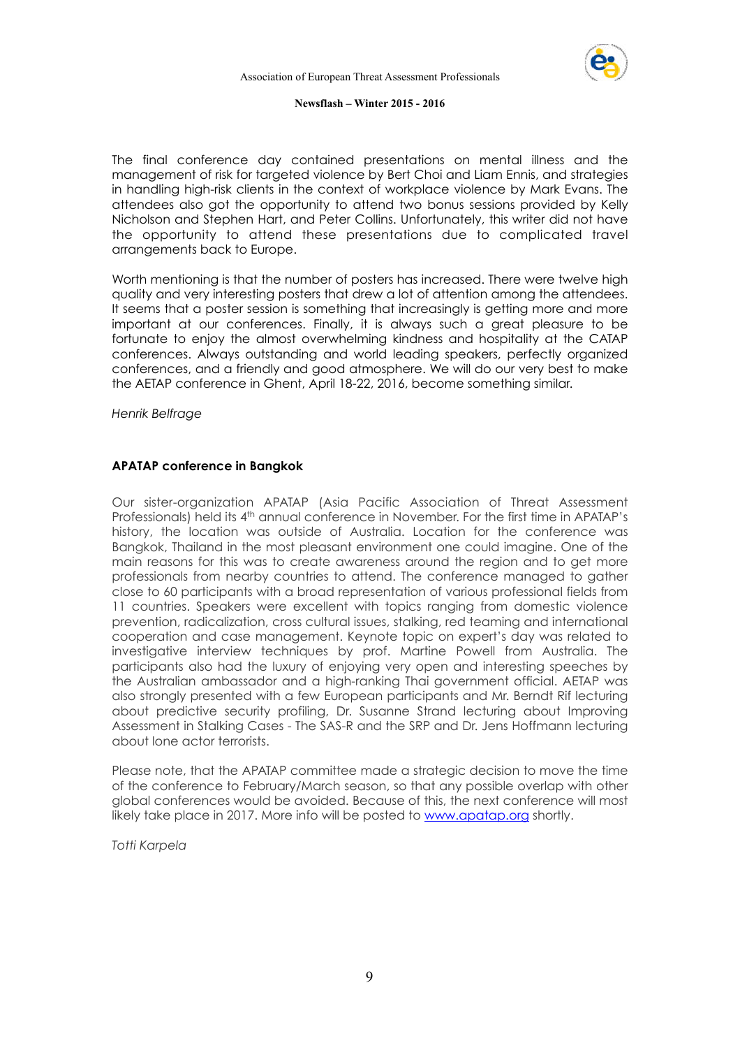The final conference day contained presentations on mental illness and the management of risk for targeted violence by Bert Choi and Liam Ennis, and strategies in handling high-risk clients in the context of workplace violence by Mark Evans. The attendees also got the opportunity to attend two bonus sessions provided by Kelly Nicholson and Stephen Hart, and Peter Collins. Unfortunately, this writer did not have the opportunity to attend these presentations due to complicated travel arrangements back to Europe.

Worth mentioning is that the number of posters has increased. There were twelve high quality and very interesting posters that drew a lot of attention among the attendees. It seems that a poster session is something that increasingly is getting more and more important at our conferences. Finally, it is always such a great pleasure to be fortunate to enjoy the almost overwhelming kindness and hospitality at the CATAP conferences. Always outstanding and world leading speakers, perfectly organized conferences, and a friendly and good atmosphere. We will do our very best to make the AETAP conference in Ghent, April 18-22, 2016, become something similar.

*Henrik Belfrage*

### APATAP conference in Bangkok

Our sister-organization APATAP (Asia Pacific Association of Threat Assessment Professionals) held its 4th annual conference in November. For the first time in APATAP's history, the location was outside of Australia. Location for the conference was Bangkok, Thailand in the most pleasant environment one could imagine. One of the main reasons for this was to create awareness around the region and to get more professionals from nearby countries to attend. The conference managed to gather close to 60 participants with a broad representation of various professional fields from 11 countries. Speakers were excellent with topics ranging from domestic violence prevention, radicalization, cross cultural issues, stalking, red teaming and international cooperation and case management. Keynote topic on expert's day was related to investigative interview techniques by prof. Martine Powell from Australia. The participants also had the luxury of enjoying very open and interesting speeches by the Australian ambassador and a high-ranking Thai government official. AETAP was also strongly presented with a few European participants and Mr. Berndt Rif lecturing about predictive security profiling, Dr. Susanne Strand lecturing about Improving Assessment in Stalking Cases - The SAS-R and the SRP and Dr. Jens Hoffmann lecturing about lone actor terrorists.

Please note, that the APATAP committee made a strategic decision to move the time of the conference to February/March season, so that any possible overlap with other global conferences would be avoided. Because of this, the next conference will most likely take place in 2017. More info will be posted to [www.apatap.org](http://www.apatap.org) shortly.

*Totti Karpela*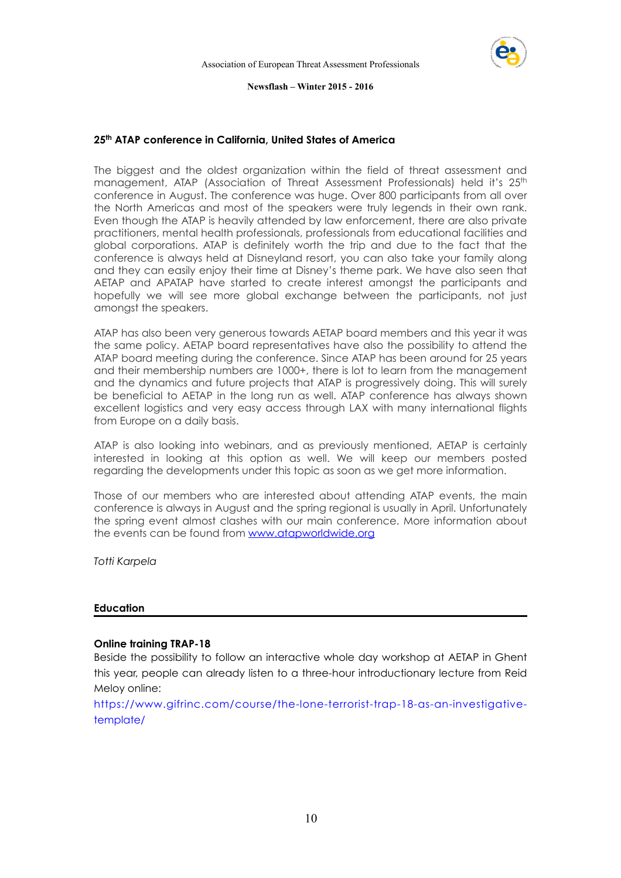### 25th ATAP conference in California, United States of America

The biggest and the oldest organization within the field of threat assessment and management, ATAP (Association of Threat Assessment Professionals) held it's 25th conference in August. The conference was huge. Over 800 participants from all over the North Americas and most of the speakers were truly legends in their own rank. Even though the ATAP is heavily attended by law enforcement, there are also private practitioners, mental health professionals, professionals from educational facilities and global corporations. ATAP is definitely worth the trip and due to the fact that the conference is always held at Disneyland resort, you can also take your family along and they can easily enjoy their time at Disney's theme park. We have also seen that AETAP and APATAP have started to create interest amongst the participants and hopefully we will see more global exchange between the participants, not just amongst the speakers.

ATAP has also been very generous towards AETAP board members and this year it was the same policy. AETAP board representatives have also the possibility to attend the ATAP board meeting during the conference. Since ATAP has been around for 25 years and their membership numbers are 1000+, there is lot to learn from the management and the dynamics and future projects that ATAP is progressively doing. This will surely be beneficial to AETAP in the long run as well. ATAP conference has always shown excellent logistics and very easy access through LAX with many international flights from Europe on a daily basis.

ATAP is also looking into webinars, and as previously mentioned, AETAP is certainly interested in looking at this option as well. We will keep our members posted regarding the developments under this topic as soon as we get more information.

Those of our members who are interested about attending ATAP events, the main conference is always in August and the spring regional is usually in April. Unfortunately the spring event almost clashes with our main conference. More information about the events can be found from www.atapworldwide.org

*Totti Karpela*

## Education

**Online training TRAP-18**

Beside the possibility to follow an interactive whole day workshop at AETAP in Ghent this year, people can already listen to a three-hour introductionary lecture from Reid Meloy online:

https://www.gifrinc.com/course/the-lone-terrorist-trap-18-as-an-investigative-template/